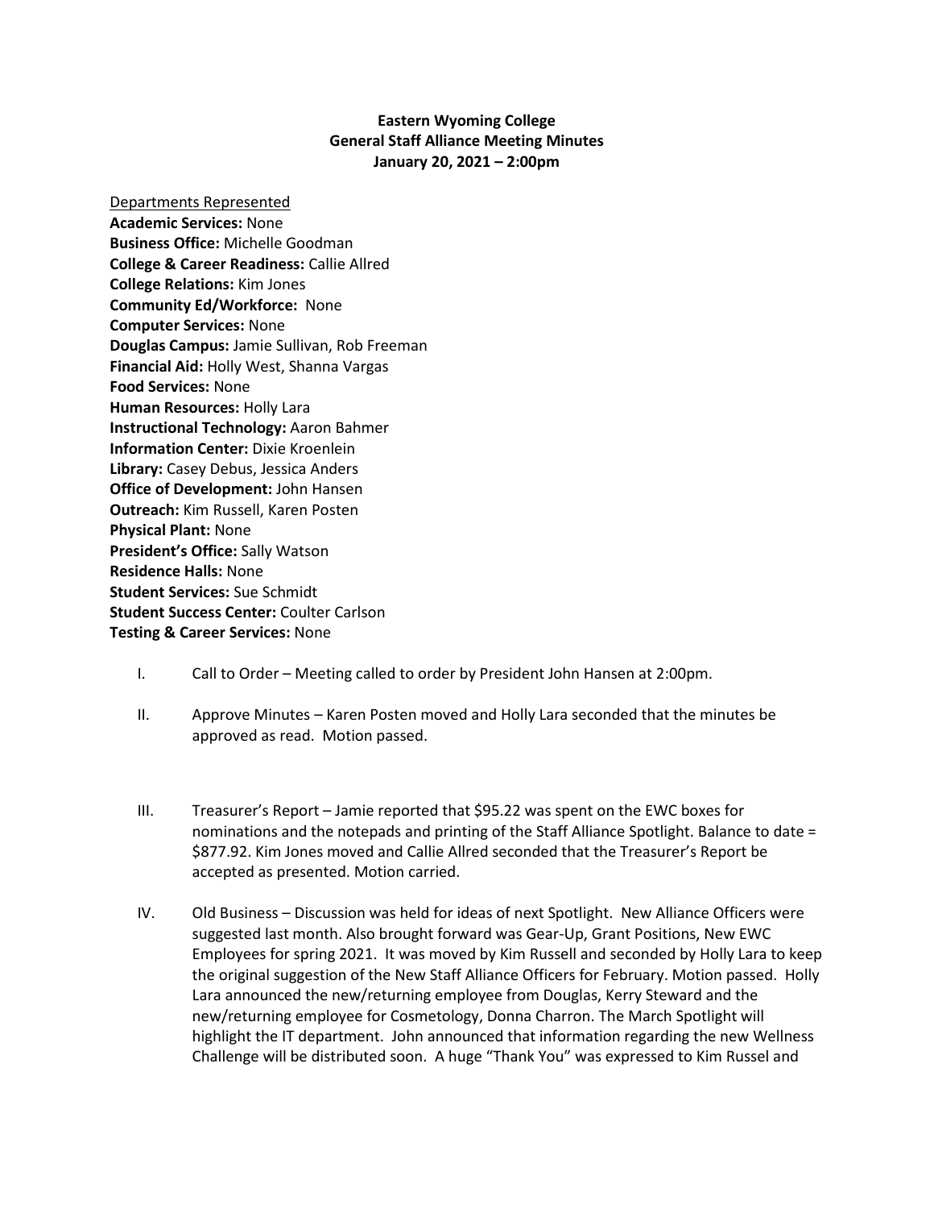**Eastern Wyoming College**
**General Staff Alliance Meeting Minutes**
**January 20, 2021 – 2:00pm**

Departments Represented

**Academic Services:** None
**Business Office:** Michelle Goodman
**College & Career Readiness:** Callie Allred
**College Relations:** Kim Jones
**Community Ed/Workforce:** None
**Computer Services:** None
**Douglas Campus:** Jamie Sullivan, Rob Freeman
**Financial Aid:** Holly West, Shanna Vargas
**Food Services:** None
**Human Resources:** Holly Lara
**Instructional Technology:** Aaron Bahmer
**Information Center:** Dixie Kroenlein
**Library:** Casey Debus, Jessica Anders
**Office of Development:** John Hansen
**Outreach:** Kim Russell, Karen Posten
**Physical Plant:** None
**President's Office:** Sally Watson
**Residence Halls:** None
**Student Services:** Sue Schmidt
**Student Success Center:** Coulter Carlson
**Testing & Career Services:** None

I. Call to Order – Meeting called to order by President John Hansen at 2:00pm.

II. Approve Minutes – Karen Posten moved and Holly Lara seconded that the minutes be approved as read. Motion passed.

III. Treasurer's Report – Jamie reported that $95.22 was spent on the EWC boxes for nominations and the notepads and printing of the Staff Alliance Spotlight. Balance to date = $877.92. Kim Jones moved and Callie Allred seconded that the Treasurer's Report be accepted as presented. Motion carried.

IV. Old Business – Discussion was held for ideas of next Spotlight. New Alliance Officers were suggested last month. Also brought forward was Gear-Up, Grant Positions, New EWC Employees for spring 2021. It was moved by Kim Russell and seconded by Holly Lara to keep the original suggestion of the New Staff Alliance Officers for February. Motion passed. Holly Lara announced the new/returning employee from Douglas, Kerry Steward and the new/returning employee for Cosmetology, Donna Charron. The March Spotlight will highlight the IT department. John announced that information regarding the new Wellness Challenge will be distributed soon. A huge "Thank You" was expressed to Kim Russel and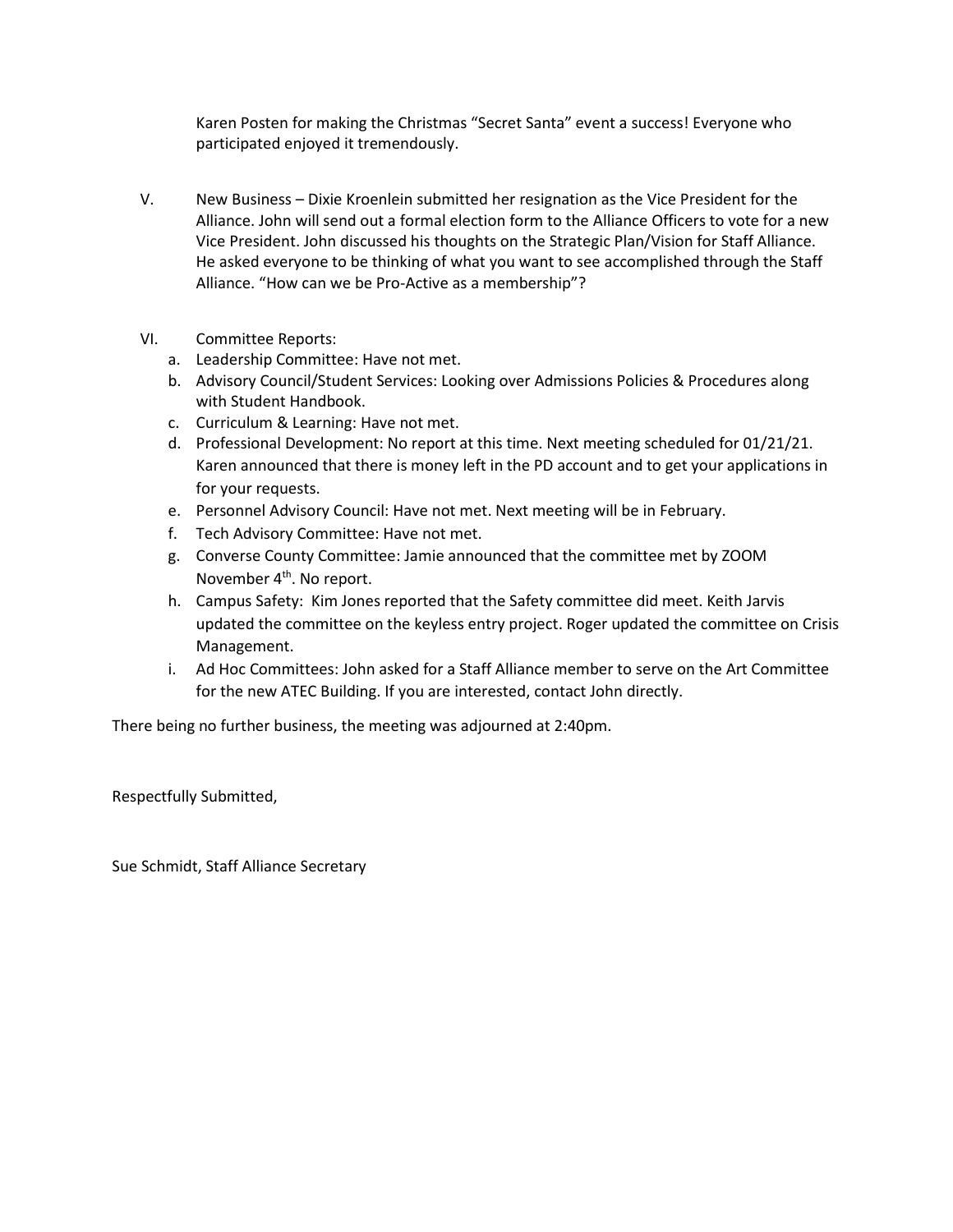Karen Posten for making the Christmas "Secret Santa" event a success! Everyone who participated enjoyed it tremendously.

V. New Business – Dixie Kroenlein submitted her resignation as the Vice President for the Alliance. John will send out a formal election form to the Alliance Officers to vote for a new Vice President. John discussed his thoughts on the Strategic Plan/Vision for Staff Alliance. He asked everyone to be thinking of what you want to see accomplished through the Staff Alliance. "How can we be Pro-Active as a membership"?

VI. Committee Reports:

a. Leadership Committee: Have not met.
b. Advisory Council/Student Services: Looking over Admissions Policies & Procedures along with Student Handbook.
c. Curriculum & Learning: Have not met.
d. Professional Development: No report at this time. Next meeting scheduled for 01/21/21. Karen announced that there is money left in the PD account and to get your applications in for your requests.
e. Personnel Advisory Council: Have not met. Next meeting will be in February.
f. Tech Advisory Committee: Have not met.
g. Converse County Committee: Jamie announced that the committee met by ZOOM November 4th. No report.
h. Campus Safety: Kim Jones reported that the Safety committee did meet. Keith Jarvis updated the committee on the keyless entry project. Roger updated the committee on Crisis Management.
i. Ad Hoc Committees: John asked for a Staff Alliance member to serve on the Art Committee for the new ATEC Building. If you are interested, contact John directly.

There being no further business, the meeting was adjourned at 2:40pm.

Respectfully Submitted,

Sue Schmidt, Staff Alliance Secretary